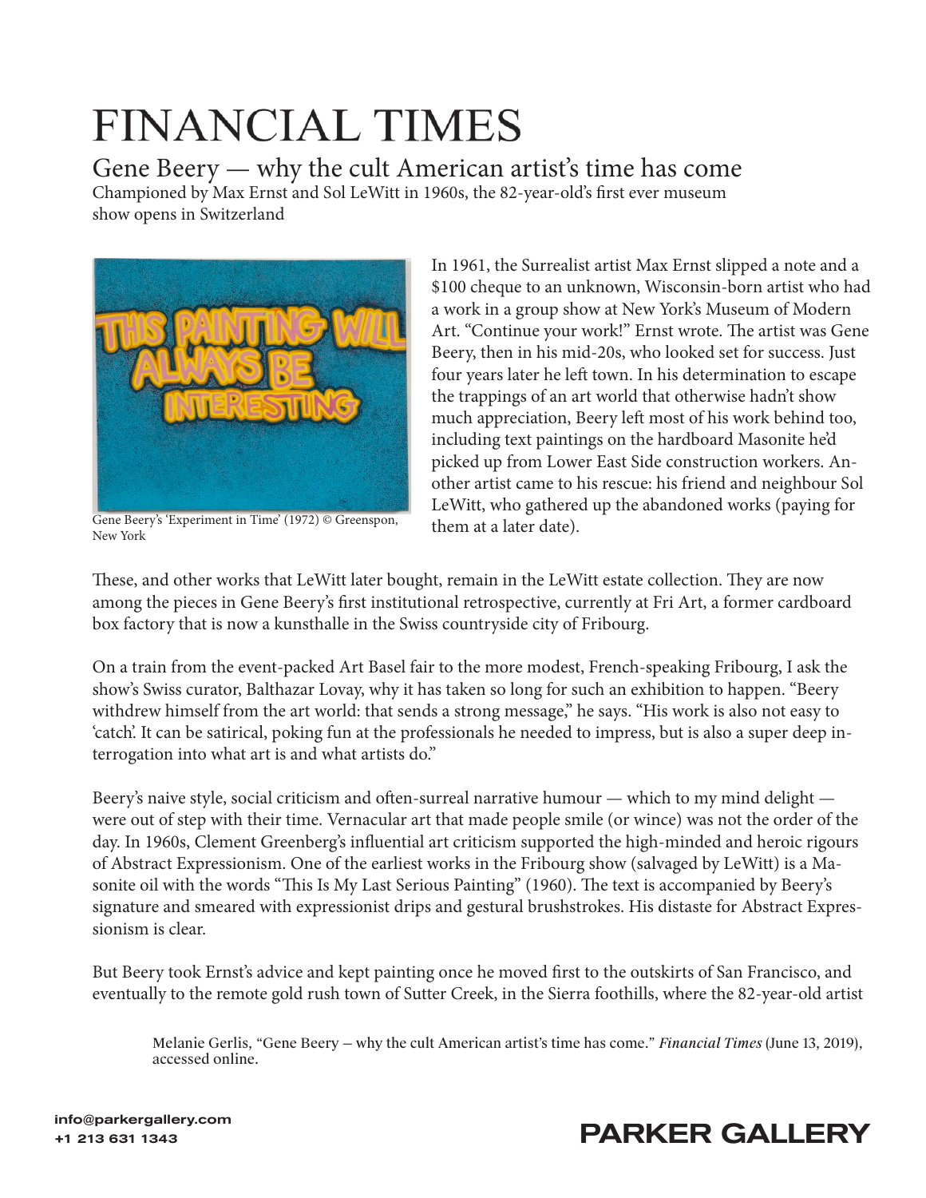# FINANCIAL TIMES

## Gene Beery — why the cult American artist's time has come

Championed by Max Ernst and Sol LeWitt in 1960s, the 82-year-old's first ever museum show opens in Switzerland

Gene Beery's 'Experiment in Time' (1972) © Greenspon, New York

In 1961, the Surrealist artist Max Ernst slipped a note and a $100 cheque to an unknown, Wisconsin-born artist who had a work in a group show at New York's Museum of Modern Art. "Continue your work!" Ernst wrote. The artist was Gene Beery, then in his mid-20s, who looked set for success. Just four years later he left town. In his determination to escape the trappings of an art world that otherwise hadn't show much appreciation, Beery left most of his work behind too, including text paintings on the hardboard Masonite he'd picked up from Lower East Side construction workers. Another artist came to his rescue: his friend and neighbour Sol LeWitt, who gathered up the abandoned works (paying for them at a later date).

These, and other works that LeWitt later bought, remain in the LeWitt estate collection. They are now among the pieces in Gene Beery's first institutional retrospective, currently at Fri Art, a former cardboard box factory that is now a kunsthalle in the Swiss countryside city of Fribourg.

On a train from the event-packed Art Basel fair to the more modest, French-speaking Fribourg, I ask the show's Swiss curator, Balthazar Lovay, why it has taken so long for such an exhibition to happen. "Beery withdrew himself from the art world: that sends a strong message," he says. "His work is also not easy to 'catch'. It can be satirical, poking fun at the professionals he needed to impress, but is also a super deep interrogation into what art is and what artists do."

Beery's naive style, social criticism and often-surreal narrative humour — which to my mind delight — were out of step with their time. Vernacular art that made people smile (or wince) was not the order of the day. In 1960s, Clement Greenberg's influential art criticism supported the high-minded and heroic rigours of Abstract Expressionism. One of the earliest works in the Fribourg show (salvaged by LeWitt) is a Masonite oil with the words "This Is My Last Serious Painting" (1960). The text is accompanied by Beery's signature and smeared with expressionist drips and gestural brushstrokes. His distaste for Abstract Expressionism is clear.

But Beery took Ernst's advice and kept painting once he moved first to the outskirts of San Francisco, and eventually to the remote gold rush town of Sutter Creek, in the Sierra foothills, where the 82-year-old artist

Melanie Gerlis, "Gene Beery – why the cult American artist's time has come." *Financial Times* (June 13, 2019), accessed online.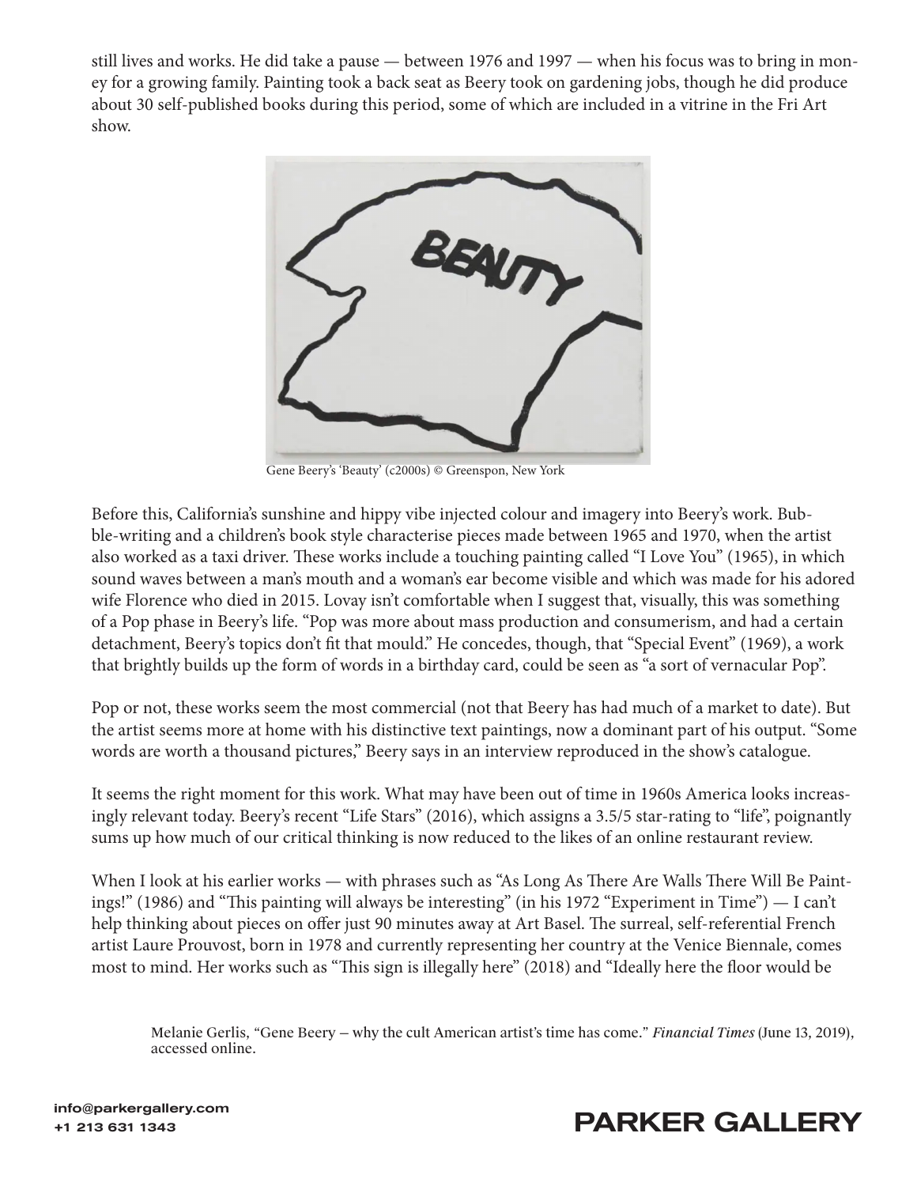still lives and works. He did take a pause — between 1976 and 1997 — when his focus was to bring in money for a growing family. Painting took a back seat as Beery took on gardening jobs, though he did produce about 30 self-published books during this period, some of which are included in a vitrine in the Fri Art show.

Gene Beery's 'Beauty' (c2000s) © Greenspon, New York

Before this, California's sunshine and hippy vibe injected colour and imagery into Beery's work. Bubble-writing and a children's book style characterise pieces made between 1965 and 1970, when the artist also worked as a taxi driver. These works include a touching painting called "I Love You" (1965), in which sound waves between a man's mouth and a woman's ear become visible and which was made for his adored wife Florence who died in 2015. Lovay isn't comfortable when I suggest that, visually, this was something of a Pop phase in Beery's life. "Pop was more about mass production and consumerism, and had a certain detachment, Beery's topics don't fit that mould." He concedes, though, that "Special Event" (1969), a work that brightly builds up the form of words in a birthday card, could be seen as "a sort of vernacular Pop".

Pop or not, these works seem the most commercial (not that Beery has had much of a market to date). But the artist seems more at home with his distinctive text paintings, now a dominant part of his output. "Some words are worth a thousand pictures," Beery says in an interview reproduced in the show's catalogue.

It seems the right moment for this work. What may have been out of time in 1960s America looks increasingly relevant today. Beery's recent "Life Stars" (2016), which assigns a 3.5/5 star-rating to "life", poignantly sums up how much of our critical thinking is now reduced to the likes of an online restaurant review.

When I look at his earlier works — with phrases such as "As Long As There Are Walls There Will Be Paintings!" (1986) and "This painting will always be interesting" (in his 1972 "Experiment in Time") — I can't help thinking about pieces on offer just 90 minutes away at Art Basel. The surreal, self-referential French artist Laure Prouvost, born in 1978 and currently representing her country at the Venice Biennale, comes most to mind. Her works such as "This sign is illegally here" (2018) and "Ideally here the floor would be

Melanie Gerlis, "Gene Beery – why the cult American artist's time has come." *Financial Times* (June 13, 2019), accessed online.

info@parkergallery.com
+1 213 631 1343

PARKER GALLERY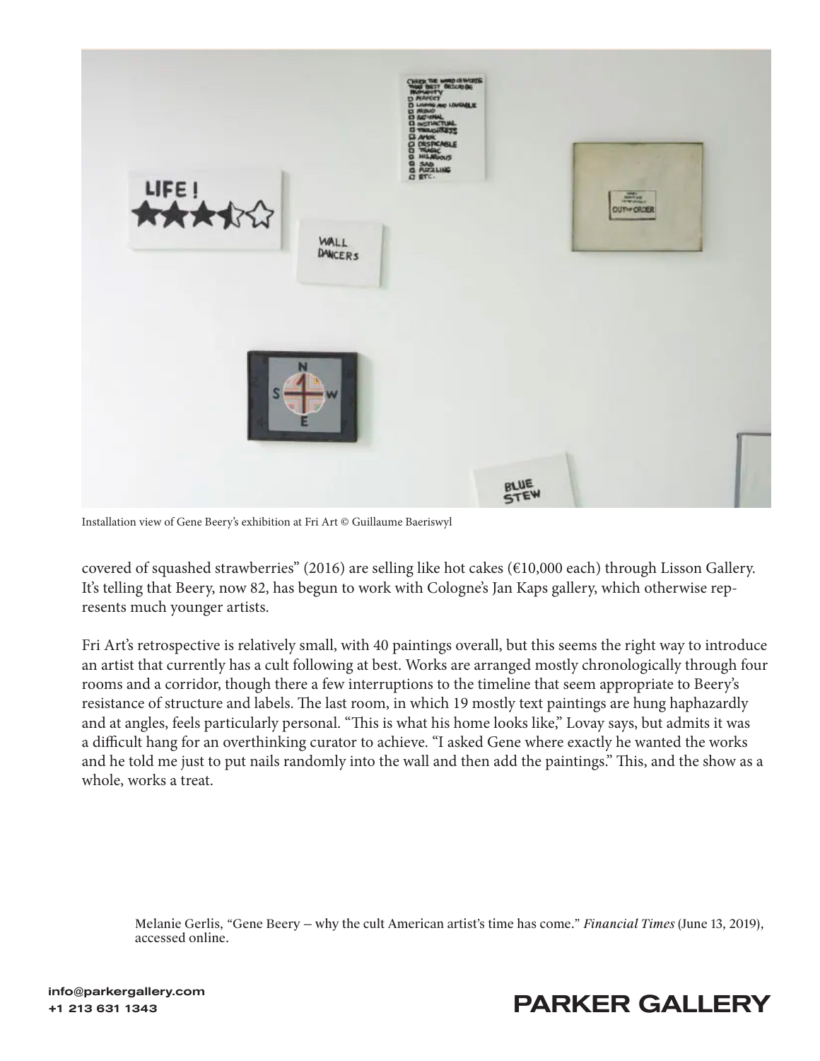Installation view of Gene Beery's exhibition at Fri Art © Guillaume Baeriswyl

covered of squashed strawberries" (2016) are selling like hot cakes (€10,000 each) through Lisson Gallery. It's telling that Beery, now 82, has begun to work with Cologne's Jan Kaps gallery, which otherwise represents much younger artists.

Fri Art's retrospective is relatively small, with 40 paintings overall, but this seems the right way to introduce an artist that currently has a cult following at best. Works are arranged mostly chronologically through four rooms and a corridor, though there a few interruptions to the timeline that seem appropriate to Beery's resistance of structure and labels. The last room, in which 19 mostly text paintings are hung haphazardly and at angles, feels particularly personal. "This is what his home looks like," Lovay says, but admits it was a difficult hang for an overthinking curator to achieve. "I asked Gene where exactly he wanted the works and he told me just to put nails randomly into the wall and then add the paintings." This, and the show as a whole, works a treat.

Melanie Gerlis, "Gene Beery – why the cult American artist's time has come." *Financial Times* (June 13, 2019), accessed online.

info@parkergallery.com
+1 213 631 1343

PARKER GALLERY